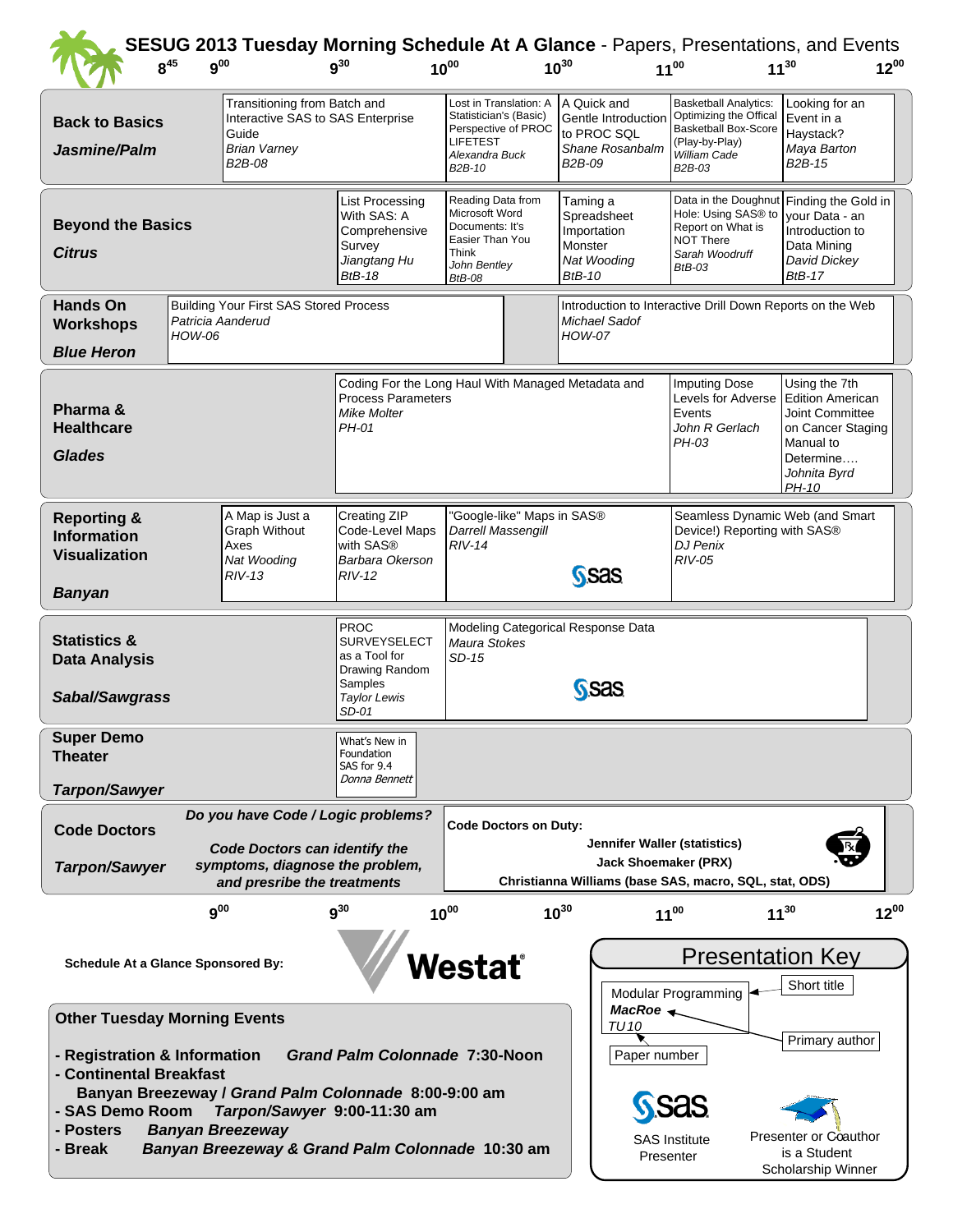# SESUG 2013 Tuesday Morning Schedule At A Glance - Papers, Presentations, and Events

| Track / Room | 8:45 | 9:00 | 9:30 | 10:00 | 10:30 | 11:00 | 11:30 |
|---|---|---|---|---|---|---|---|
| **Back to Basics** *Jasmine/Palm* | | Transitioning from Batch and Interactive SAS to SAS Enterprise Guide *Brian Varney* *B2B-08* | | Lost in Translation: A Statistician's (Basic) Perspective of PROC LIFETEST *Alexandra Buck* *B2B-10* | A Quick and Gentle Introduction to PROC SQL *Shane Rosanbalm* *B2B-09* | Basketball Analytics: Optimizing the Offical Basketball Box-Score (Play-by-Play) *William Cade* *B2B-03* | Looking for an Event in a Haystack? *Maya Barton* *B2B-15* |
| **Beyond the Basics** *Citrus* | | | List Processing With SAS: A Comprehensive Survey *Jiangtang Hu* *BtB-18* | Reading Data from Microsoft Word Documents: It's Easier Than You Think *John Bentley* *BtB-08* | Taming a Spreadsheet Importation Monster *Nat Wooding* *BtB-10* | Data in the Doughnut Hole: Using SAS® to Report on What is NOT There *Sarah Woodruff* *BtB-03* | Finding the Gold in your Data - an Introduction to Data Mining *David Dickey* *BtB-17* |
| **Hands On Workshops** *Blue Heron* | Building Your First SAS Stored Process *Patricia Aanderud* *HOW-06* | | | | Introduction to Interactive Drill Down Reports on the Web *Michael Sadof* *HOW-07* | | |
| **Pharma & Healthcare** *Glades* | | | Coding For the Long Haul With Managed Metadata and Process Parameters *Mike Molter* *PH-01* | | | Imputing Dose Levels for Adverse Events *John R Gerlach* *PH-03* | Using the 7th Edition American Joint Committee on Cancer Staging Manual to Determine…. *Johnita Byrd* *PH-10* |
| **Reporting & Information Visualization** *Banyan* | | A Map is Just a Graph Without Axes *Nat Wooding* *RIV-13* | Creating ZIP Code-Level Maps with SAS® *Barbara Okerson* *RIV-12* | "Google-like" Maps in SAS® *Darrell Massengill* *RIV-14* (SAS) | | Seamless Dynamic Web (and Smart Device!) Reporting with SAS® *DJ Penix* *RIV-05* | |
| **Statistics & Data Analysis** *Sabal/Sawgrass* | | | PROC SURVEYSELECT as a Tool for Drawing Random Samples *Taylor Lewis* *SD-01* | Modeling Categorical Response Data *Maura Stokes* *SD-15* (SAS) | | | |
| **Super Demo Theater** *Tarpon/Sawyer* | | | What's New in Foundation SAS for 9.4 *Donna Bennett* | | | | |
| **Code Doctors** *Tarpon/Sawyer* | *Do you have Code / Logic problems?* *Code Doctors can identify the symptoms, diagnose the problem, and presribe the treatments* | | | **Code Doctors on Duty:** **Jennifer Waller (statistics)** **Jack Shoemaker (PRX)** **Christianna Williams (base SAS, macro, SQL, stat, ODS)** | | | |

**Schedule At a Glance Sponsored By:** Westat

## Presentation Key

Modular Programming *MacRoe* *TU10*

- Short title
- Primary author
- Paper number
- SAS Institute Presenter
- Presenter or Coauthor is a Student Scholarship Winner

## Other Tuesday Morning Events

- **Registration & Information** ***Grand Palm Colonnade*** **7:30-Noon**
- **Continental Breakfast**
  **Banyan Breezeway /** ***Grand Palm Colonnade*** **8:00-9:00 am**
- **SAS Demo Room** ***Tarpon/Sawyer*** **9:00-11:30 am**
- **Posters** ***Banyan Breezeway***
- **Break** ***Banyan Breezeway & Grand Palm Colonnade*** **10:30 am**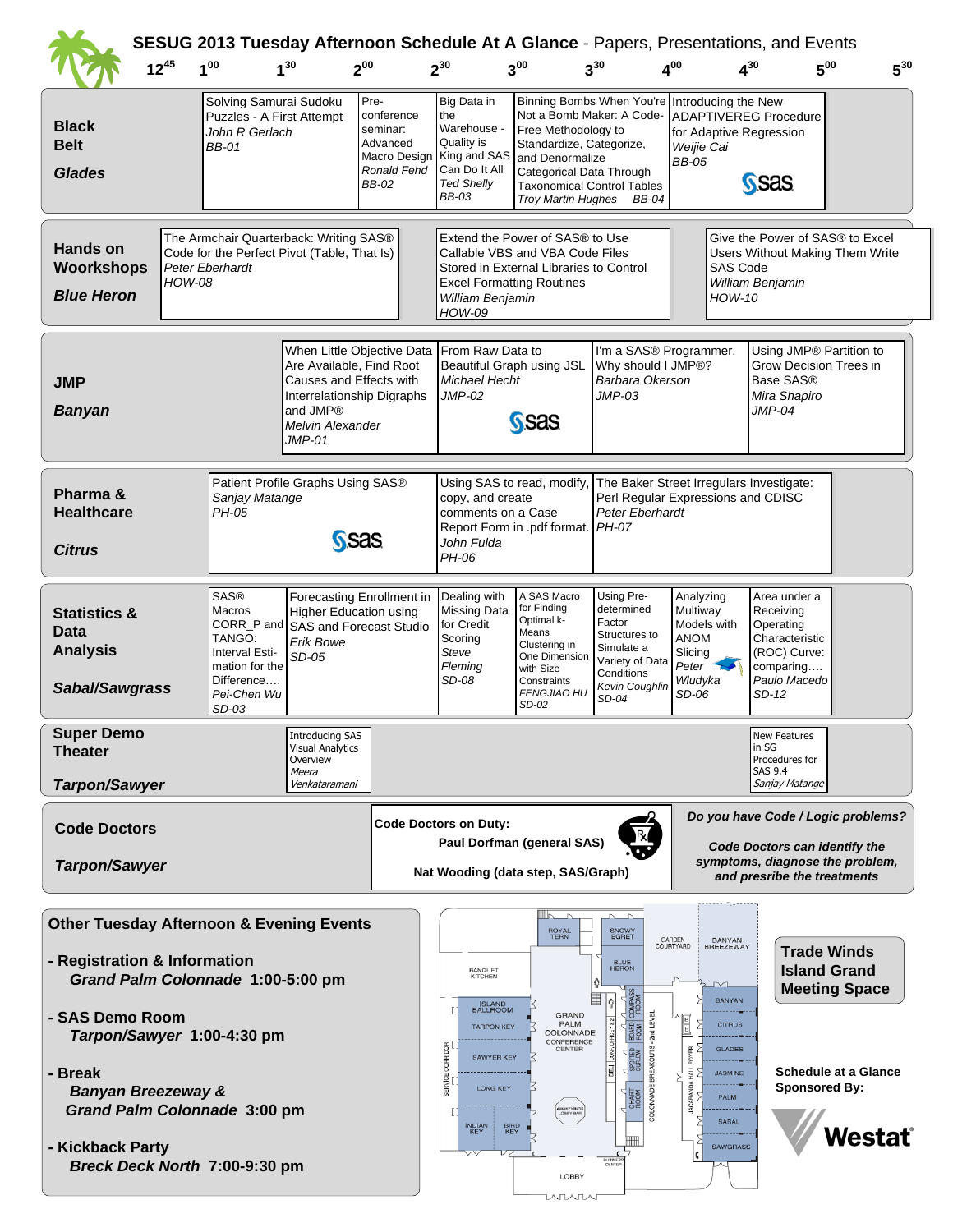# SESUG 2013 Tuesday Afternoon Schedule At A Glance - Papers, Presentations, and Events

| Room | 12:45 | 1:00 | 1:30 | 2:00 | 2:30 | 3:00 | 3:30 | 4:00 | 4:30 | 5:00 | 5:30 |
|---|---|---|---|---|---|---|---|---|---|---|---|
| **Black Belt** *Glades* | | Solving Samurai Sudoku Puzzles - A First Attempt *John R Gerlach* *BB-01* | | Pre-conference seminar: Advanced Macro Design *Ronald Fehd* *BB-02* | Big Data in the Warehouse - Quality is King and SAS Can Do It All *Ted Shelly* *BB-03* | Binning Bombs When You're Not a Bomb Maker: A Code-Free Methodology to Standardize, Categorize, and Denormalize Categorical Data Through Taxonomical Control Tables *Troy Martin Hughes* BB-04 | | Introducing the New ADAPTIVEREG Procedure for Adaptive Regression *Weijie Cai* *BB-05* (sas) | | | |
| **Hands on Woorkshops** *Blue Heron* | The Armchair Quarterback: Writing SAS® Code for the Perfect Pivot (Table, That Is) *Peter Eberhardt* *HOW-08* | | | | Extend the Power of SAS® to Use Callable VBS and VBA Code Files Stored in External Libraries to Control Excel Formatting Routines *William Benjamin* *HOW-09* | | | | Give the Power of SAS® to Excel Users Without Making Them Write SAS Code *William Benjamin* *HOW-10* | | |
| **JMP** *Banyan* | | | When Little Objective Data Are Available, Find Root Causes and Effects with Interrelationship Digraphs and JMP® *Melvin Alexander* *JMP-01* | | From Raw Data to Beautiful Graph using JSL *Michael Hecht* *JMP-02* (sas) | | I'm a SAS® Programmer. Why should I JMP®? *Barbara Okerson* *JMP-03* | | Using JMP® Partition to Grow Decision Trees in Base SAS® *Mira Shapiro* *JMP-04* | | |
| **Pharma & Healthcare** *Citrus* | | Patient Profile Graphs Using SAS® *Sanjay Matange* *PH-05* (sas) | | | Using SAS to read, modify, copy, and create comments on a Case Report Form in .pdf format. *John Fulda* *PH-06* | | The Baker Street Irregulars Investigate: Perl Regular Expressions and CDISC *Peter Eberhardt* *PH-07* | | | | |
| **Statistics & Data Analysis** *Sabal/Sawgrass* | | SAS® Macros CORR_P and TANGO: Interval Estimation for the Difference…. *Pei-Chen Wu* *SD-03* | Forecasting Enrollment in Higher Education using SAS and Forecast Studio *Erik Bowe* *SD-05* | | Dealing with Missing Data for Credit Scoring *Steve Fleming* *SD-08* | A SAS Macro for Finding Optimal k-Means Clustering in One Dimension with Size Constraints *FENGJIAO HU* *SD-02* | Using Pre-determined Factor Structures to Simulate a Variety of Data Conditions *Kevin Coughlin* *SD-04* | Analyzing Multiway Models with ANOM Slicing *Peter Wludyka* *SD-06* | Area under a Receiving Operating Characteristic (ROC) Curve: comparing…. *Paulo Macedo* *SD-12* | | |
| **Super Demo Theater** *Tarpon/Sawyer* | | | Introducing SAS Visual Analytics Overview *Meera Venkataramani* | | | | | | New Features in SG Procedures for SAS 9.4 *Sanjay Matange* | | |
| **Code Doctors** *Tarpon/Sawyer* | | | | **Code Doctors on Duty:** **Paul Dorfman (general SAS)** **Nat Wooding (data step, SAS/Graph)** | | | | | *Do you have Code / Logic problems?* *Code Doctors can identify the symptoms, diagnose the problem, and presribe the treatments* | | |

## Other Tuesday Afternoon & Evening Events

- **Registration & Information**
  ***Grand Palm Colonnade* 1:00-5:00 pm**
- **SAS Demo Room**
  ***Tarpon/Sawyer* 1:00-4:30 pm**
- **Break**
  ***Banyan Breezeway &***
  ***Grand Palm Colonnade* 3:00 pm**
- **Kickback Party**
  ***Breck Deck North* 7:00-9:30 pm**

ROYAL TERN
SNOWY EGRET
GARDEN COURTYARD
BANYAN BREEZEWAY
BLUE HERON
BANQUET KITCHEN
ISLAND BALLROOM
TARPON KEY
SAWYER KEY
LONG KEY
INDIAN KEY
BIRD KEY
GRAND PALM COLONNADE CONFERENCE CENTER
BANYAN
CITRUS
GLADES
JASMINE
PALM
SABAL
SAWGRASS
LOBBY
SERVICE CORRIDOR
COLONNADE BREAKOUTS - 2nd LEVEL
JACARANDA HALL FOYER
COMPASS ROOM
BOARD ROOM
SPOTTED CURLEW
CHART ROOM
BUSINESS CENTER

**Trade Winds Island Grand Meeting Space**

**Schedule at a Glance Sponsored By:**

Westat